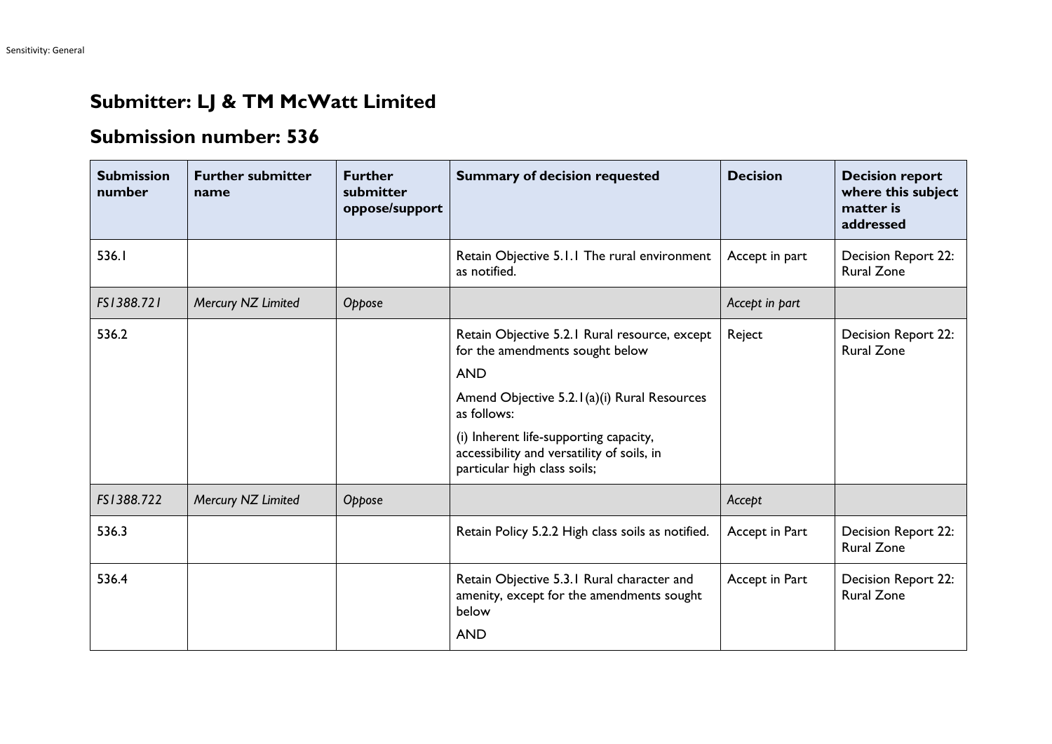# Submitter: LJ & TM McWatt Limited

## Submission number: 536

| Submission number | Further submitter name | Further submitter oppose/support | Summary of decision requested | Decision | Decision report where this subject matter is addressed |
|---|---|---|---|---|---|
| 536.1 | | | Retain Objective 5.1.1 The rural environment as notified. | Accept in part | Decision Report 22: Rural Zone |
| *FS1388.721* | *Mercury NZ Limited* | *Oppose* | | *Accept in part* | |
| 536.2 | | | Retain Objective 5.2.1 Rural resource, except for the amendments sought below<br><br>AND<br><br>Amend Objective 5.2.1(a)(i) Rural Resources as follows:<br><br>(i) Inherent life-supporting capacity, accessibility and versatility of soils, in particular high class soils; | Reject | Decision Report 22: Rural Zone |
| *FS1388.722* | *Mercury NZ Limited* | *Oppose* | | *Accept* | |
| 536.3 | | | Retain Policy 5.2.2 High class soils as notified. | Accept in Part | Decision Report 22: Rural Zone |
| 536.4 | | | Retain Objective 5.3.1 Rural character and amenity, except for the amendments sought below<br><br>AND | Accept in Part | Decision Report 22: Rural Zone |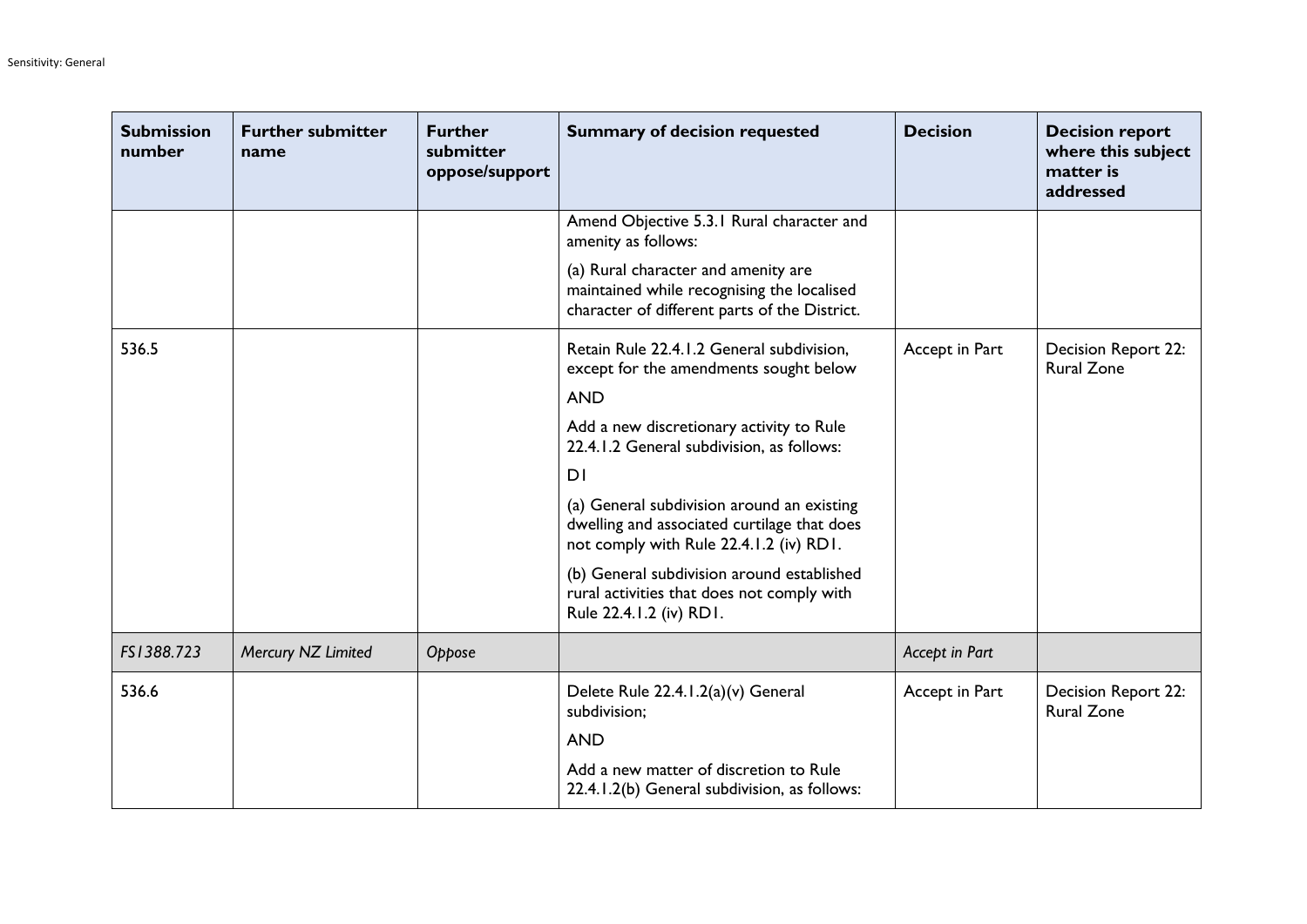| Submission number | Further submitter name | Further submitter oppose/support | Summary of decision requested | Decision | Decision report where this subject matter is addressed |
|---|---|---|---|---|---|
| | | | Amend Objective 5.3.1 Rural character and amenity as follows:<br><br>(a) Rural character and amenity are maintained while recognising the localised character of different parts of the District. | | |
| 536.5 | | | Retain Rule 22.4.1.2 General subdivision, except for the amendments sought below<br><br>AND<br><br>Add a new discretionary activity to Rule 22.4.1.2 General subdivision, as follows:<br><br>D1<br><br>(a) General subdivision around an existing dwelling and associated curtilage that does not comply with Rule 22.4.1.2 (iv) RD1.<br><br>(b) General subdivision around established rural activities that does not comply with Rule 22.4.1.2 (iv) RD1. | Accept in Part | Decision Report 22: Rural Zone |
| *FS1388.723* | *Mercury NZ Limited* | *Oppose* | | *Accept in Part* | |
| 536.6 | | | Delete Rule 22.4.1.2(a)(v) General subdivision;<br><br>AND<br><br>Add a new matter of discretion to Rule 22.4.1.2(b) General subdivision, as follows: | Accept in Part | Decision Report 22: Rural Zone |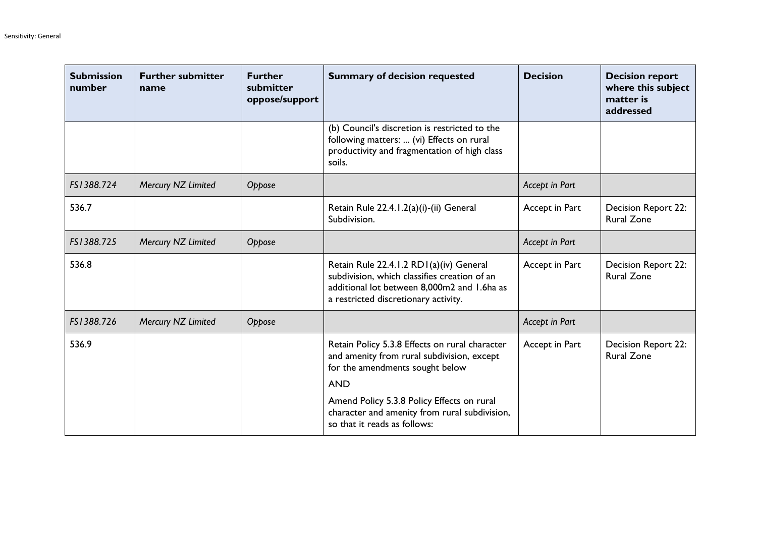| Submission number | Further submitter name | Further submitter oppose/support | Summary of decision requested | Decision | Decision report where this subject matter is addressed |
|---|---|---|---|---|---|
| | | | (b) Council's discretion is restricted to the following matters: ... (vi) Effects on rural productivity and fragmentation of high class soils. | | |
| *FS1388.724* | *Mercury NZ Limited* | *Oppose* | | *Accept in Part* | |
| 536.7 | | | Retain Rule 22.4.1.2(a)(i)-(ii) General Subdivision. | Accept in Part | Decision Report 22: Rural Zone |
| *FS1388.725* | *Mercury NZ Limited* | *Oppose* | | *Accept in Part* | |
| 536.8 | | | Retain Rule 22.4.1.2 RD1(a)(iv) General subdivision, which classifies creation of an additional lot between 8,000m2 and 1.6ha as a restricted discretionary activity. | Accept in Part | Decision Report 22: Rural Zone |
| *FS1388.726* | *Mercury NZ Limited* | *Oppose* | | *Accept in Part* | |
| 536.9 | | | Retain Policy 5.3.8 Effects on rural character and amenity from rural subdivision, except for the amendments sought below<br><br>AND<br><br>Amend Policy 5.3.8 Policy Effects on rural character and amenity from rural subdivision, so that it reads as follows: | Accept in Part | Decision Report 22: Rural Zone |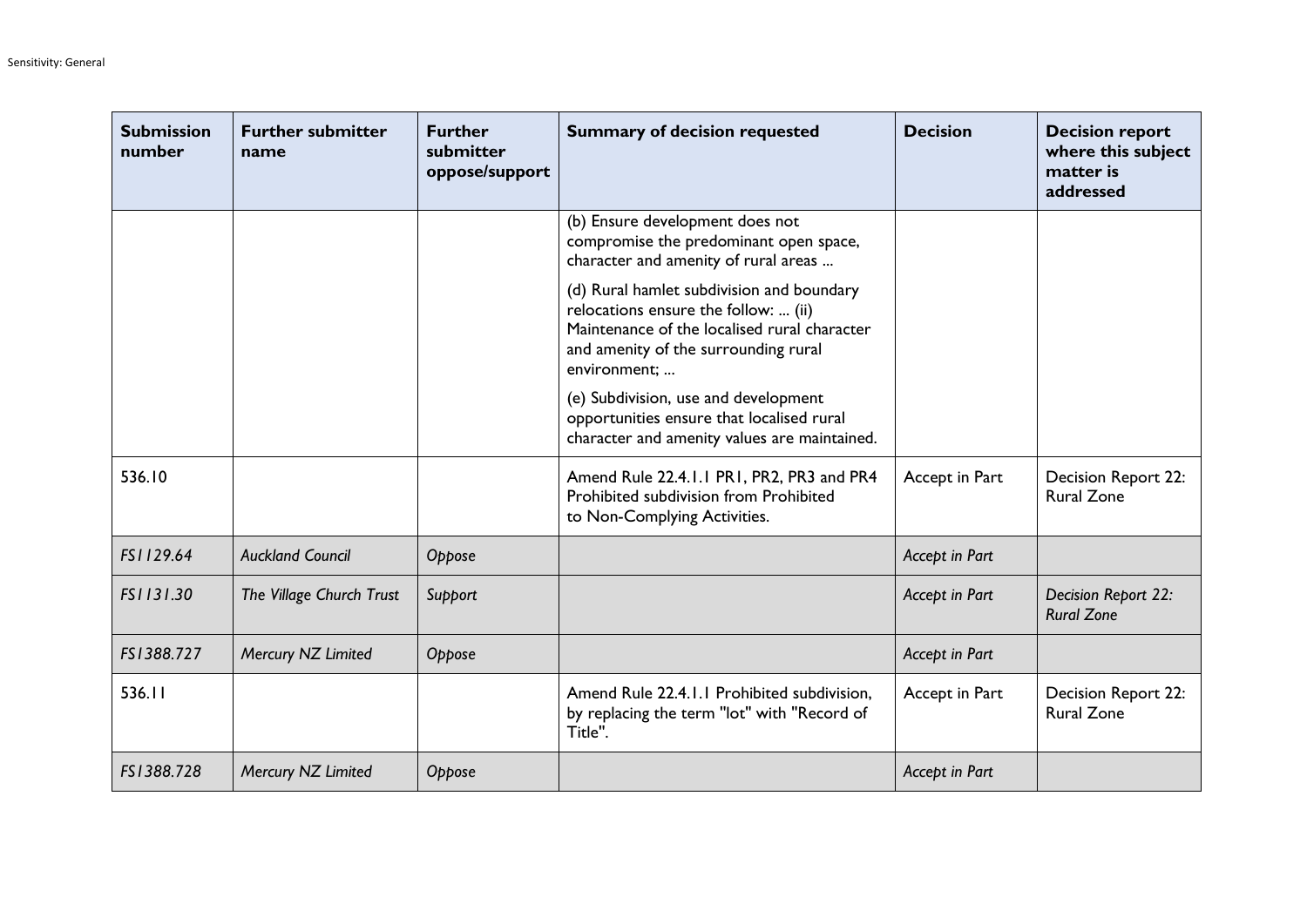| Submission number | Further submitter name | Further submitter oppose/support | Summary of decision requested | Decision | Decision report where this subject matter is addressed |
|---|---|---|---|---|---|
| | | | (b) Ensure development does not compromise the predominant open space, character and amenity of rural areas ... (d) Rural hamlet subdivision and boundary relocations ensure the follow: ... (ii) Maintenance of the localised rural character and amenity of the surrounding rural environment; ... (e) Subdivision, use and development opportunities ensure that localised rural character and amenity values are maintained. | | |
| 536.10 | | | Amend Rule 22.4.1.1 PR1, PR2, PR3 and PR4 Prohibited subdivision from Prohibited to Non-Complying Activities. | Accept in Part | Decision Report 22: Rural Zone |
| *FS1129.64* | *Auckland Council* | *Oppose* | | *Accept in Part* | |
| *FS1131.30* | *The Village Church Trust* | *Support* | | *Accept in Part* | *Decision Report 22: Rural Zone* |
| *FS1388.727* | *Mercury NZ Limited* | *Oppose* | | *Accept in Part* | |
| 536.11 | | | Amend Rule 22.4.1.1 Prohibited subdivision, by replacing the term "lot" with "Record of Title". | Accept in Part | Decision Report 22: Rural Zone |
| *FS1388.728* | *Mercury NZ Limited* | *Oppose* | | *Accept in Part* | |